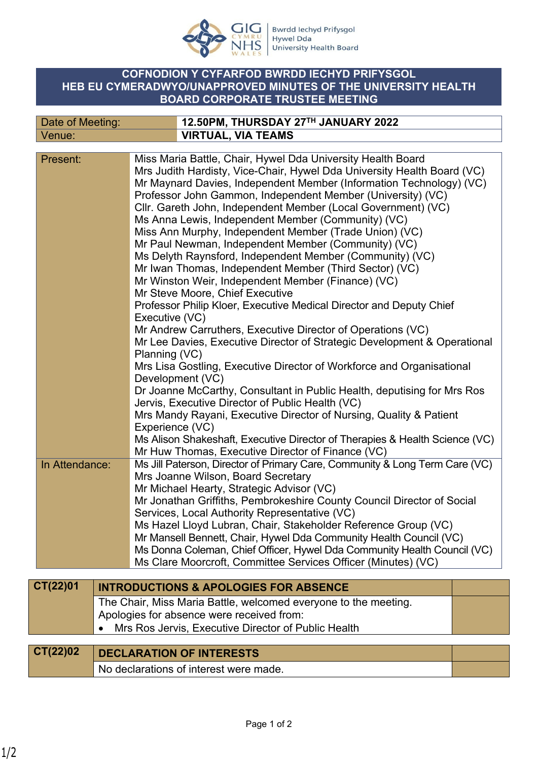GIG CYMRU NHS WALES | Bwrdd Iechyd Prifysgol Hywel Dda University Health Board

# COFNODION Y CYFARFOD BWRDD IECHYD PRIFYSGOL HEB EU CYMERADWYO/UNAPPROVED MINUTES OF THE UNIVERSITY HEALTH BOARD CORPORATE TRUSTEE MEETING

| Date of Meeting: | **12.50PM, THURSDAY 27TH JANUARY 2022** |
|---|---|
| Venue: | **VIRTUAL, VIA TEAMS** |

| | |
|---|---|
| Present: | Miss Maria Battle, Chair, Hywel Dda University Health Board<br>Mrs Judith Hardisty, Vice-Chair, Hywel Dda University Health Board (VC)<br>Mr Maynard Davies, Independent Member (Information Technology) (VC)<br>Professor John Gammon, Independent Member (University) (VC)<br>Cllr. Gareth John, Independent Member (Local Government) (VC)<br>Ms Anna Lewis, Independent Member (Community) (VC)<br>Miss Ann Murphy, Independent Member (Trade Union) (VC)<br>Mr Paul Newman, Independent Member (Community) (VC)<br>Ms Delyth Raynsford, Independent Member (Community) (VC)<br>Mr Iwan Thomas, Independent Member (Third Sector) (VC)<br>Mr Winston Weir, Independent Member (Finance) (VC)<br>Mr Steve Moore, Chief Executive<br>Professor Philip Kloer, Executive Medical Director and Deputy Chief Executive (VC)<br>Mr Andrew Carruthers, Executive Director of Operations (VC)<br>Mr Lee Davies, Executive Director of Strategic Development & Operational Planning (VC)<br>Mrs Lisa Gostling, Executive Director of Workforce and Organisational Development (VC)<br>Dr Joanne McCarthy, Consultant in Public Health, deputising for Mrs Ros Jervis, Executive Director of Public Health (VC)<br>Mrs Mandy Rayani, Executive Director of Nursing, Quality & Patient Experience (VC)<br>Ms Alison Shakeshaft, Executive Director of Therapies & Health Science (VC)<br>Mr Huw Thomas, Executive Director of Finance (VC) |
| In Attendance: | Ms Jill Paterson, Director of Primary Care, Community & Long Term Care (VC)<br>Mrs Joanne Wilson, Board Secretary<br>Mr Michael Hearty, Strategic Advisor (VC)<br>Mr Jonathan Griffiths, Pembrokeshire County Council Director of Social Services, Local Authority Representative (VC)<br>Ms Hazel Lloyd Lubran, Chair, Stakeholder Reference Group (VC)<br>Mr Mansell Bennett, Chair, Hywel Dda Community Health Council (VC)<br>Ms Donna Coleman, Chief Officer, Hywel Dda Community Health Council (VC)<br>Ms Clare Moorcroft, Committee Services Officer (Minutes) (VC) |

| CT(22)01 | INTRODUCTIONS & APOLOGIES FOR ABSENCE | |
|---|---|---|
| | The Chair, Miss Maria Battle, welcomed everyone to the meeting.<br>Apologies for absence were received from:<br>• Mrs Ros Jervis, Executive Director of Public Health | |

| CT(22)02 | DECLARATION OF INTERESTS | |
|---|---|---|
| | No declarations of interest were made. | |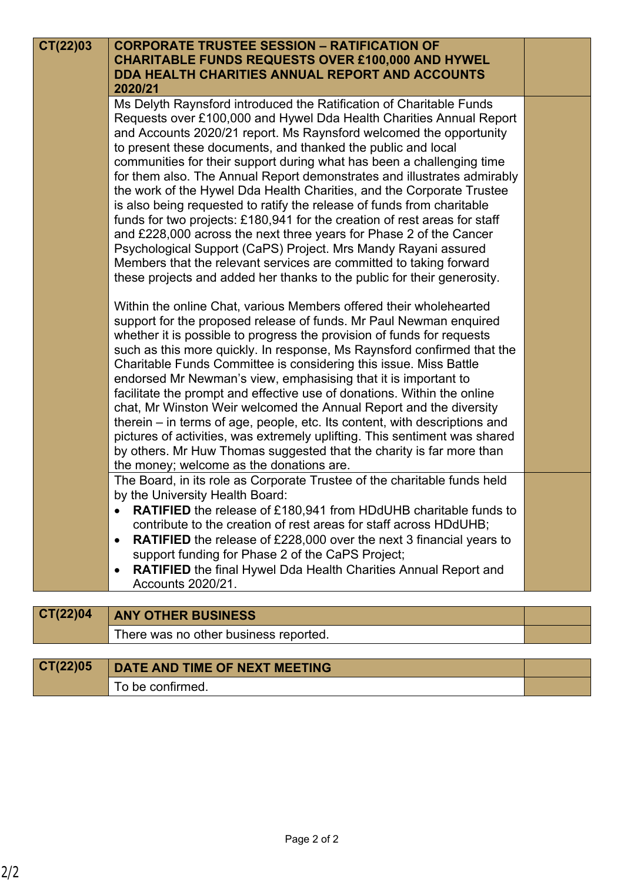| | | |
|---|---|---|
| **CT(22)03** | **CORPORATE TRUSTEE SESSION – RATIFICATION OF CHARITABLE FUNDS REQUESTS OVER £100,000 AND HYWEL DDA HEALTH CHARITIES ANNUAL REPORT AND ACCOUNTS 2020/21** | |
| | Ms Delyth Raynsford introduced the Ratification of Charitable Funds Requests over £100,000 and Hywel Dda Health Charities Annual Report and Accounts 2020/21 report. Ms Raynsford welcomed the opportunity to present these documents, and thanked the public and local communities for their support during what has been a challenging time for them also. The Annual Report demonstrates and illustrates admirably the work of the Hywel Dda Health Charities, and the Corporate Trustee is also being requested to ratify the release of funds from charitable funds for two projects: £180,941 for the creation of rest areas for staff and £228,000 across the next three years for Phase 2 of the Cancer Psychological Support (CaPS) Project. Mrs Mandy Rayani assured Members that the relevant services are committed to taking forward these projects and added her thanks to the public for their generosity.<br><br>Within the online Chat, various Members offered their wholehearted support for the proposed release of funds. Mr Paul Newman enquired whether it is possible to progress the provision of funds for requests such as this more quickly. In response, Ms Raynsford confirmed that the Charitable Funds Committee is considering this issue. Miss Battle endorsed Mr Newman's view, emphasising that it is important to facilitate the prompt and effective use of donations. Within the online chat, Mr Winston Weir welcomed the Annual Report and the diversity therein – in terms of age, people, etc. Its content, with descriptions and pictures of activities, was extremely uplifting. This sentiment was shared by others. Mr Huw Thomas suggested that the charity is far more than the money; welcome as the donations are. | |
| | The Board, in its role as Corporate Trustee of the charitable funds held by the University Health Board:<br>• **RATIFIED** the release of £180,941 from HDdUHB charitable funds to contribute to the creation of rest areas for staff across HDdUHB;<br>• **RATIFIED** the release of £228,000 over the next 3 financial years to support funding for Phase 2 of the CaPS Project;<br>• **RATIFIED** the final Hywel Dda Health Charities Annual Report and Accounts 2020/21. | |

| | | |
|---|---|---|
| **CT(22)04** | **ANY OTHER BUSINESS** | |
| | There was no other business reported. | |

| | | |
|---|---|---|
| **CT(22)05** | **DATE AND TIME OF NEXT MEETING** | |
| | To be confirmed. | |